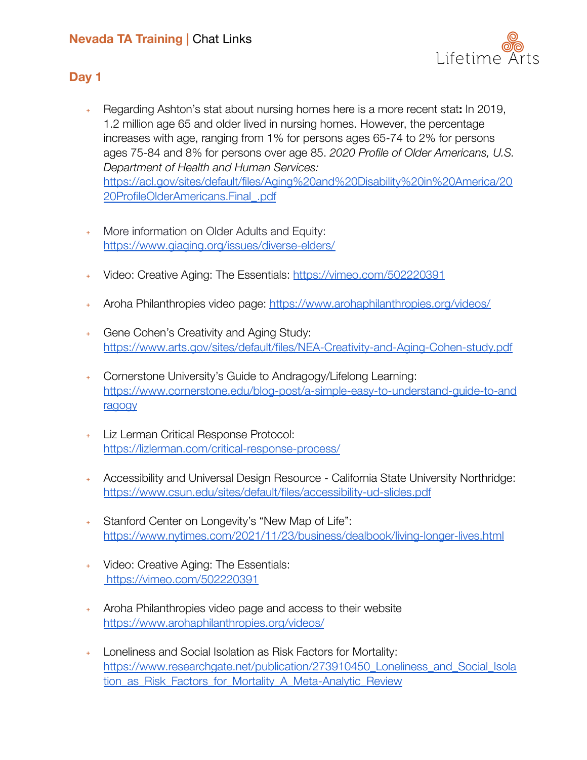# Nevada TA Training | Chat Links

Lifetime Arts

## Day 1

- Regarding Ashton's stat about nursing homes here is a more recent stat**:** In 2019, 1.2 million age 65 and older lived in nursing homes. However, the percentage increases with age, ranging from 1% for persons ages 65-74 to 2% for persons ages 75-84 and 8% for persons over age 85. *2020 Profile of Older Americans, U.S. Department of Health and Human Services:* https://acl.gov/sites/default/files/Aging%20and%20Disability%20in%20America/2020ProfileOlderAmericans.Final_.pdf

- More information on Older Adults and Equity: https://www.giaging.org/issues/diverse-elders/

- Video: Creative Aging: The Essentials: https://vimeo.com/502220391

- Aroha Philanthropies video page: https://www.arohaphilanthropies.org/videos/

- Gene Cohen's Creativity and Aging Study: https://www.arts.gov/sites/default/files/NEA-Creativity-and-Aging-Cohen-study.pdf

- Cornerstone University's Guide to Andragogy/Lifelong Learning: https://www.cornerstone.edu/blog-post/a-simple-easy-to-understand-guide-to-andragogy

- Liz Lerman Critical Response Protocol: https://lizlerman.com/critical-response-process/

- Accessibility and Universal Design Resource - California State University Northridge: https://www.csun.edu/sites/default/files/accessibility-ud-slides.pdf

- Stanford Center on Longevity's "New Map of Life": https://www.nytimes.com/2021/11/23/business/dealbook/living-longer-lives.html

- Video: Creative Aging: The Essentials: https://vimeo.com/502220391

- Aroha Philanthropies video page and access to their website https://www.arohaphilanthropies.org/videos/

- Loneliness and Social Isolation as Risk Factors for Mortality: https://www.researchgate.net/publication/273910450_Loneliness_and_Social_Isolation_as_Risk_Factors_for_Mortality_A_Meta-Analytic_Review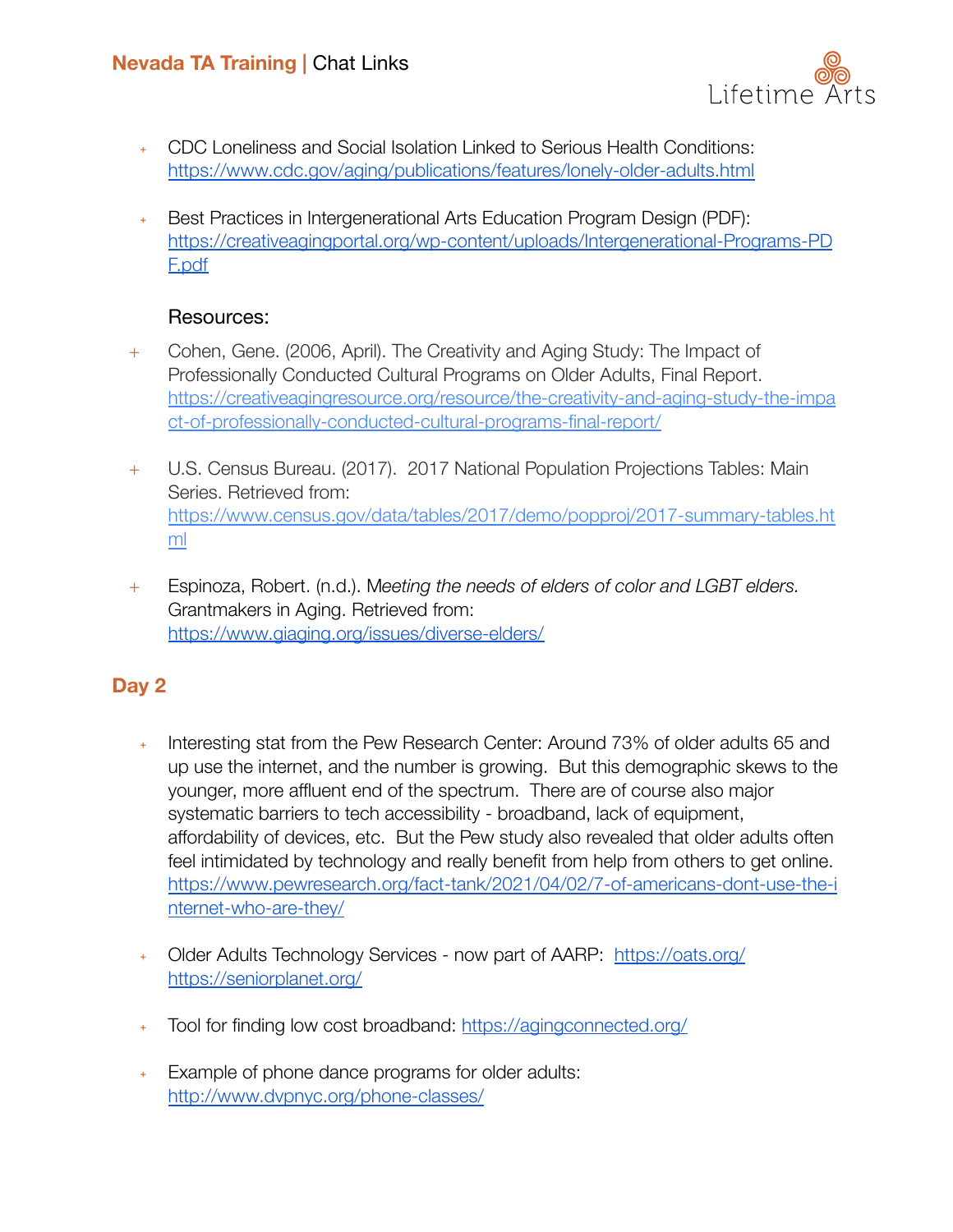- CDC Loneliness and Social Isolation Linked to Serious Health Conditions: https://www.cdc.gov/aging/publications/features/lonely-older-adults.html

- Best Practices in Intergenerational Arts Education Program Design (PDF): https://creativeagingportal.org/wp-content/uploads/Intergenerational-Programs-PDF.pdf

Resources:

- Cohen, Gene. (2006, April). The Creativity and Aging Study: The Impact of Professionally Conducted Cultural Programs on Older Adults, Final Report. https://creativeagingresource.org/resource/the-creativity-and-aging-study-the-impact-of-professionally-conducted-cultural-programs-final-report/

- U.S. Census Bureau. (2017). 2017 National Population Projections Tables: Main Series. Retrieved from: https://www.census.gov/data/tables/2017/demo/popproj/2017-summary-tables.html

- Espinoza, Robert. (n.d.). M*eeting the needs of elders of color and LGBT elders.* Grantmakers in Aging. Retrieved from: https://www.giaging.org/issues/diverse-elders/

## Day 2

- Interesting stat from the Pew Research Center: Around 73% of older adults 65 and up use the internet, and the number is growing. But this demographic skews to the younger, more affluent end of the spectrum. There are of course also major systematic barriers to tech accessibility - broadband, lack of equipment, affordability of devices, etc. But the Pew study also revealed that older adults often feel intimidated by technology and really benefit from help from others to get online. https://www.pewresearch.org/fact-tank/2021/04/02/7-of-americans-dont-use-the-internet-who-are-they/

- Older Adults Technology Services - now part of AARP: https://oats.org/ https://seniorplanet.org/

- Tool for finding low cost broadband: https://agingconnected.org/

- Example of phone dance programs for older adults: http://www.dvpnyc.org/phone-classes/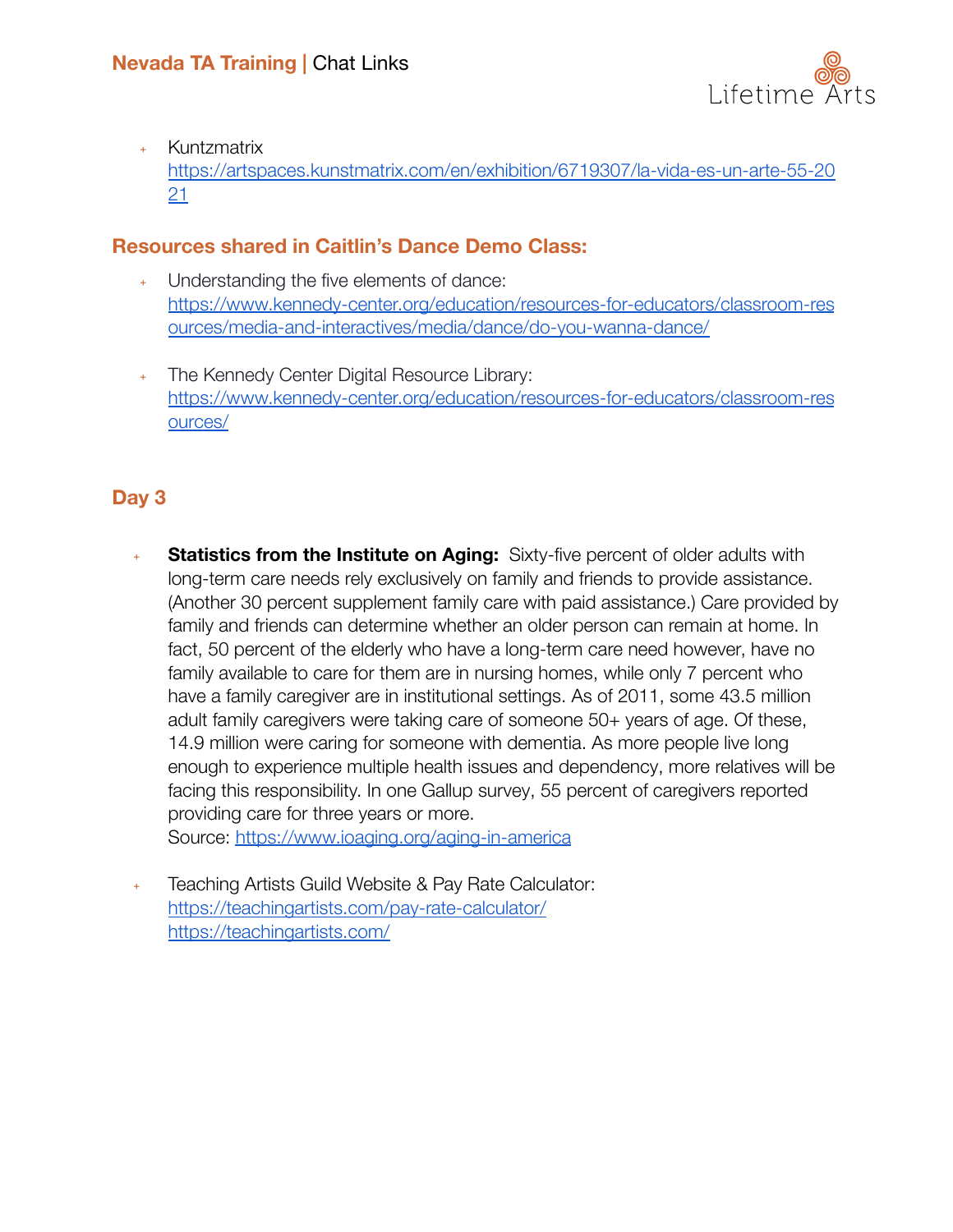- Kuntzmatrix
  https://artspaces.kunstmatrix.com/en/exhibition/6719307/la-vida-es-un-arte-55-2021

## Resources shared in Caitlin's Dance Demo Class:

- Understanding the five elements of dance:
  https://www.kennedy-center.org/education/resources-for-educators/classroom-resources/media-and-interactives/media/dance/do-you-wanna-dance/

- The Kennedy Center Digital Resource Library:
  https://www.kennedy-center.org/education/resources-for-educators/classroom-resources/

## Day 3

- **Statistics from the Institute on Aging:** Sixty-five percent of older adults with long-term care needs rely exclusively on family and friends to provide assistance. (Another 30 percent supplement family care with paid assistance.) Care provided by family and friends can determine whether an older person can remain at home. In fact, 50 percent of the elderly who have a long-term care need however, have no family available to care for them are in nursing homes, while only 7 percent who have a family caregiver are in institutional settings. As of 2011, some 43.5 million adult family caregivers were taking care of someone 50+ years of age. Of these, 14.9 million were caring for someone with dementia. As more people live long enough to experience multiple health issues and dependency, more relatives will be facing this responsibility. In one Gallup survey, 55 percent of caregivers reported providing care for three years or more.
  Source: https://www.ioaging.org/aging-in-america

- Teaching Artists Guild Website & Pay Rate Calculator:
  https://teachingartists.com/pay-rate-calculator/
  https://teachingartists.com/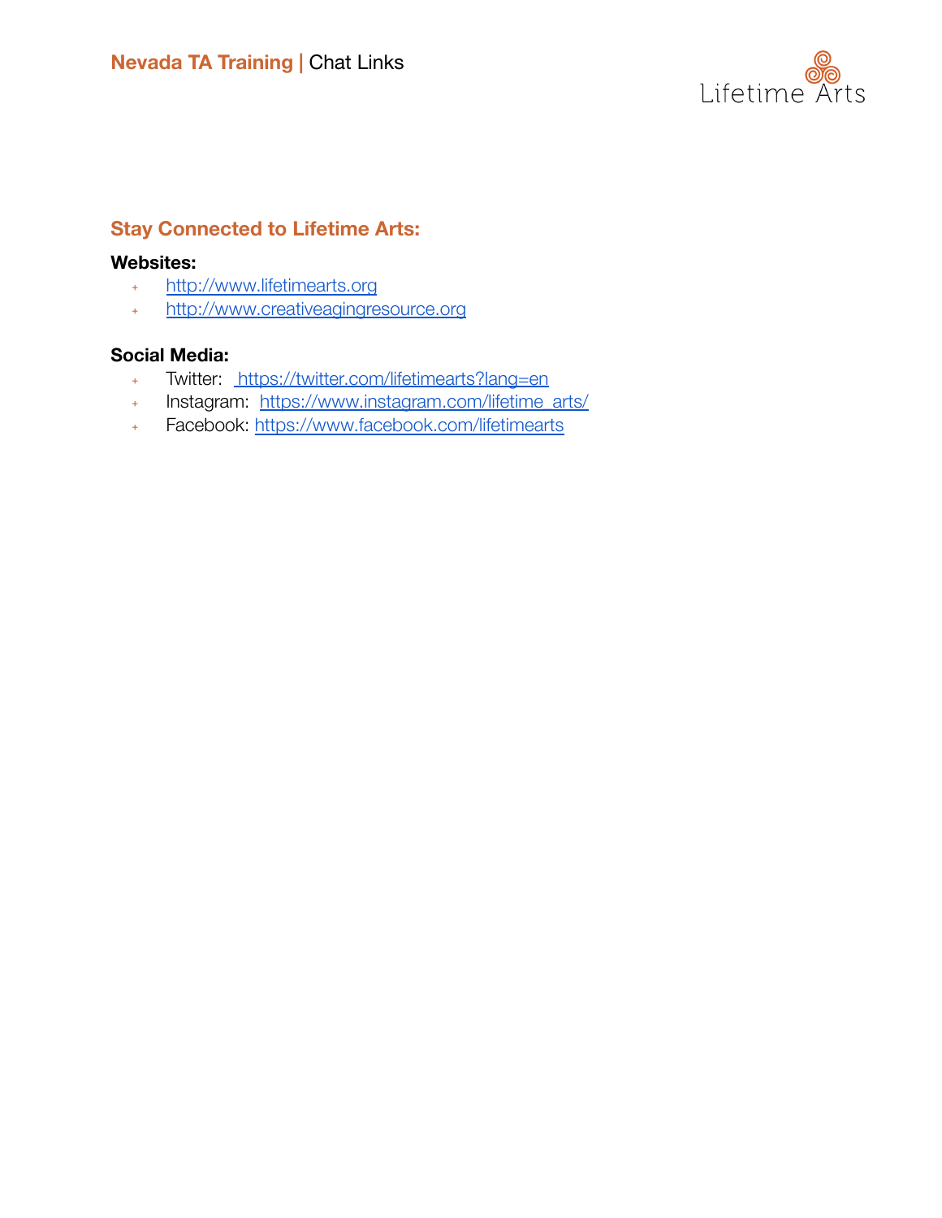## Stay Connected to Lifetime Arts:

**Websites:**

- http://www.lifetimearts.org
- http://www.creativeagingresource.org

**Social Media:**

- Twitter: https://twitter.com/lifetimearts?lang=en
- Instagram: https://www.instagram.com/lifetime_arts/
- Facebook: https://www.facebook.com/lifetimearts